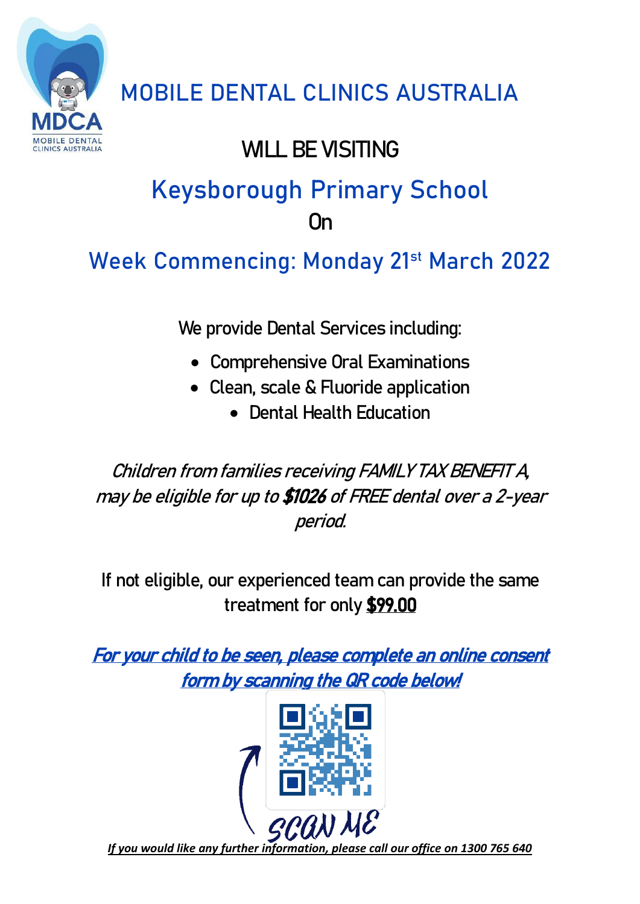# MOBILE DENTAL CLINICS AUSTRALIA

## WILL BE VISITING

## Keysborough Primary School

On

## Week Commencing: Monday 21st March 2022

We provide Dental Services including:

- Comprehensive Oral Examinations
- Clean, scale & Fluoride application
- Dental Health Education

*Children from families receiving FAMILY TAX BENEFIT A, may be eligible for up to **$1026** of FREE dental over a 2-year period.*

If not eligible, our experienced team can provide the same treatment for only **$99.00**

***For your child to be seen, please complete an online consent form by scanning the QR code below!***

SCAN ME

*If you would like any further information, please call our office on 1300 765 640*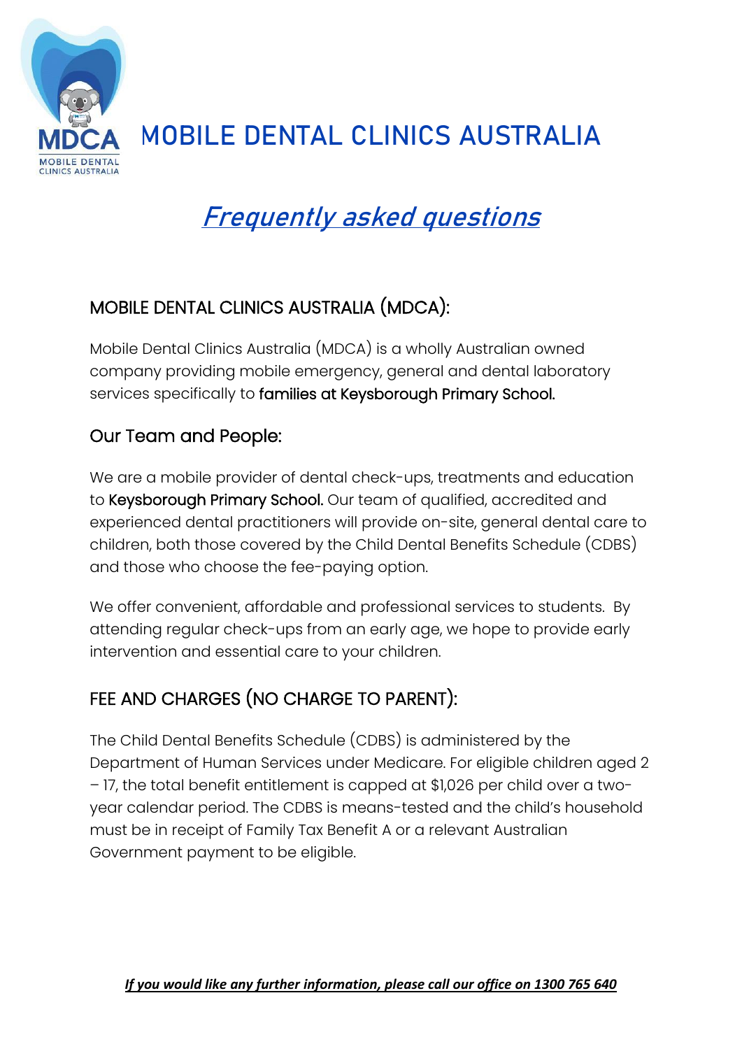# MOBILE DENTAL CLINICS AUSTRALIA

## *Frequently asked questions*

### MOBILE DENTAL CLINICS AUSTRALIA (MDCA):

Mobile Dental Clinics Australia (MDCA) is a wholly Australian owned company providing mobile emergency, general and dental laboratory services specifically to families at Keysborough Primary School.

### Our Team and People:

We are a mobile provider of dental check-ups, treatments and education to Keysborough Primary School. Our team of qualified, accredited and experienced dental practitioners will provide on-site, general dental care to children, both those covered by the Child Dental Benefits Schedule (CDBS) and those who choose the fee-paying option.

We offer convenient, affordable and professional services to students. By attending regular check-ups from an early age, we hope to provide early intervention and essential care to your children.

### FEE AND CHARGES (NO CHARGE TO PARENT):

The Child Dental Benefits Schedule (CDBS) is administered by the Department of Human Services under Medicare. For eligible children aged 2 – 17, the total benefit entitlement is capped at $1,026 per child over a two-year calendar period. The CDBS is means-tested and the child's household must be in receipt of Family Tax Benefit A or a relevant Australian Government payment to be eligible.

***If you would like any further information, please call our office on 1300 765 640***